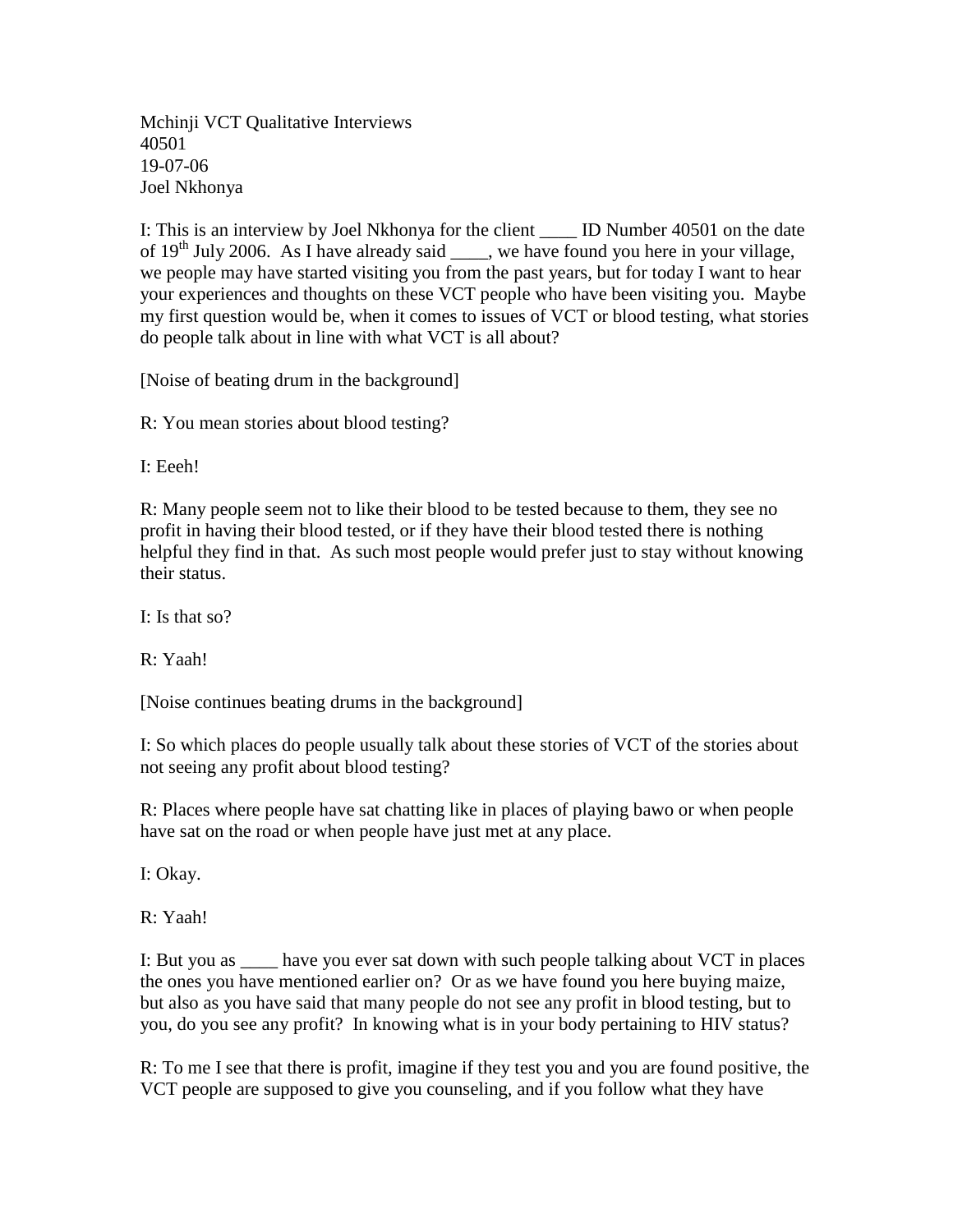Mchinji VCT Qualitative Interviews
40501
19-07-06
Joel Nkhonya

I: This is an interview by Joel Nkhonya for the client ____ ID Number 40501 on the date of 19th July 2006. As I have already said ____, we have found you here in your village, we people may have started visiting you from the past years, but for today I want to hear your experiences and thoughts on these VCT people who have been visiting you. Maybe my first question would be, when it comes to issues of VCT or blood testing, what stories do people talk about in line with what VCT is all about?

[Noise of beating drum in the background]

R: You mean stories about blood testing?

I: Eeeh!

R: Many people seem not to like their blood to be tested because to them, they see no profit in having their blood tested, or if they have their blood tested there is nothing helpful they find in that. As such most people would prefer just to stay without knowing their status.

I: Is that so?

R: Yaah!

[Noise continues beating drums in the background]

I: So which places do people usually talk about these stories of VCT of the stories about not seeing any profit about blood testing?

R: Places where people have sat chatting like in places of playing bawo or when people have sat on the road or when people have just met at any place.

I: Okay.

R: Yaah!

I: But you as ____ have you ever sat down with such people talking about VCT in places the ones you have mentioned earlier on? Or as we have found you here buying maize, but also as you have said that many people do not see any profit in blood testing, but to you, do you see any profit? In knowing what is in your body pertaining to HIV status?

R: To me I see that there is profit, imagine if they test you and you are found positive, the VCT people are supposed to give you counseling, and if you follow what they have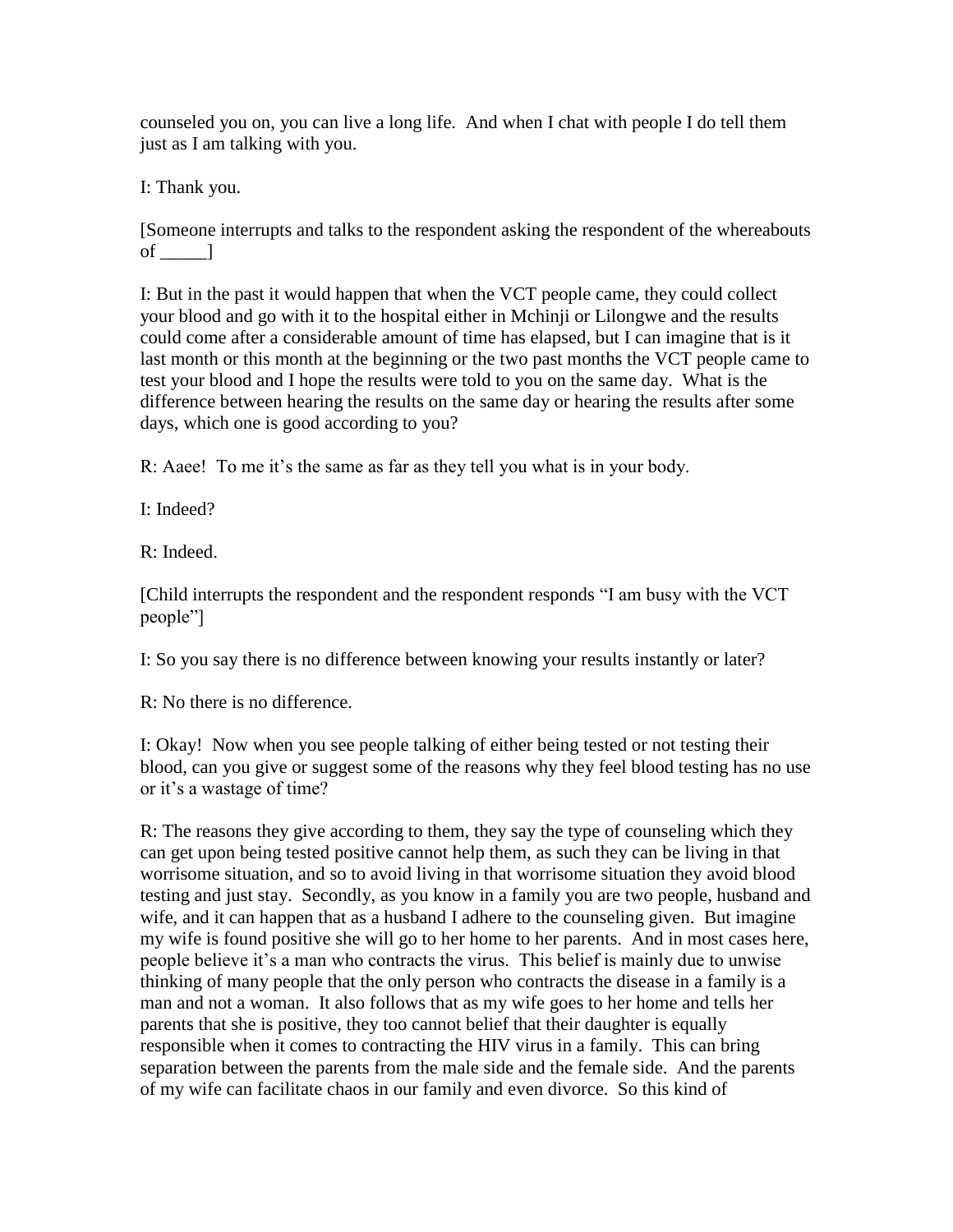counseled you on, you can live a long life.  And when I chat with people I do tell them just as I am talking with you.

I: Thank you.

[Someone interrupts and talks to the respondent asking the respondent of the whereabouts of _____]

I: But in the past it would happen that when the VCT people came, they could collect your blood and go with it to the hospital either in Mchinji or Lilongwe and the results could come after a considerable amount of time has elapsed, but I can imagine that is it last month or this month at the beginning or the two past months the VCT people came to test your blood and I hope the results were told to you on the same day.  What is the difference between hearing the results on the same day or hearing the results after some days, which one is good according to you?

R: Aaee!  To me it's the same as far as they tell you what is in your body.

I: Indeed?

R: Indeed.

[Child interrupts the respondent and the respondent responds "I am busy with the VCT people"]

I: So you say there is no difference between knowing your results instantly or later?

R: No there is no difference.

I: Okay!  Now when you see people talking of either being tested or not testing their blood, can you give or suggest some of the reasons why they feel blood testing has no use or it's a wastage of time?

R: The reasons they give according to them, they say the type of counseling which they can get upon being tested positive cannot help them, as such they can be living in that worrisome situation, and so to avoid living in that worrisome situation they avoid blood testing and just stay.  Secondly, as you know in a family you are two people, husband and wife, and it can happen that as a husband I adhere to the counseling given.  But imagine my wife is found positive she will go to her home to her parents.  And in most cases here, people believe it's a man who contracts the virus.  This belief is mainly due to unwise thinking of many people that the only person who contracts the disease in a family is a man and not a woman.  It also follows that as my wife goes to her home and tells her parents that she is positive, they too cannot belief that their daughter is equally responsible when it comes to contracting the HIV virus in a family.  This can bring separation between the parents from the male side and the female side.  And the parents of my wife can facilitate chaos in our family and even divorce.  So this kind of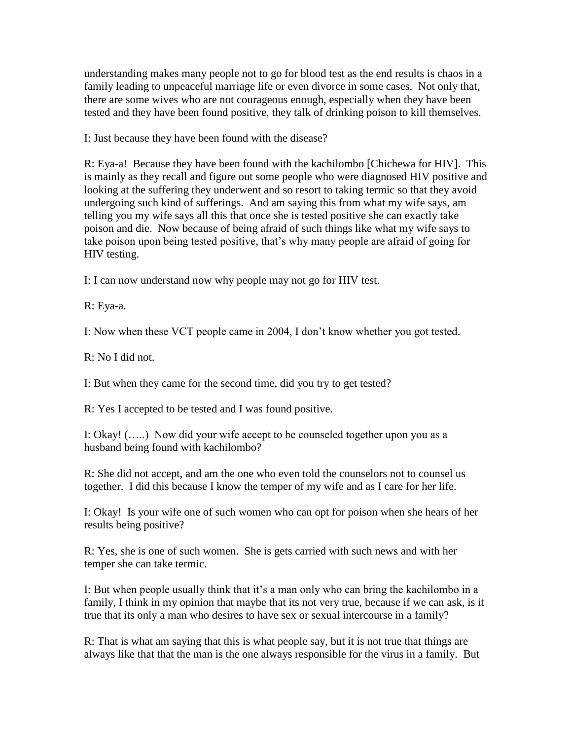understanding makes many people not to go for blood test as the end results is chaos in a family leading to unpeaceful marriage life or even divorce in some cases. Not only that, there are some wives who are not courageous enough, especially when they have been tested and they have been found positive, they talk of drinking poison to kill themselves.

I: Just because they have been found with the disease?

R: Eya-a! Because they have been found with the kachilombo [Chichewa for HIV]. This is mainly as they recall and figure out some people who were diagnosed HIV positive and looking at the suffering they underwent and so resort to taking termic so that they avoid undergoing such kind of sufferings. And am saying this from what my wife says, am telling you my wife says all this that once she is tested positive she can exactly take poison and die. Now because of being afraid of such things like what my wife says to take poison upon being tested positive, that's why many people are afraid of going for HIV testing.

I: I can now understand now why people may not go for HIV test.

R: Eya-a.

I: Now when these VCT people came in 2004, I don't know whether you got tested.

R: No I did not.

I: But when they came for the second time, did you try to get tested?

R: Yes I accepted to be tested and I was found positive.

I: Okay! (…..) Now did your wife accept to be counseled together upon you as a husband being found with kachilombo?

R: She did not accept, and am the one who even told the counselors not to counsel us together. I did this because I know the temper of my wife and as I care for her life.

I: Okay! Is your wife one of such women who can opt for poison when she hears of her results being positive?

R: Yes, she is one of such women. She is gets carried with such news and with her temper she can take termic.

I: But when people usually think that it's a man only who can bring the kachilombo in a family, I think in my opinion that maybe that its not very true, because if we can ask, is it true that its only a man who desires to have sex or sexual intercourse in a family?

R: That is what am saying that this is what people say, but it is not true that things are always like that that the man is the one always responsible for the virus in a family. But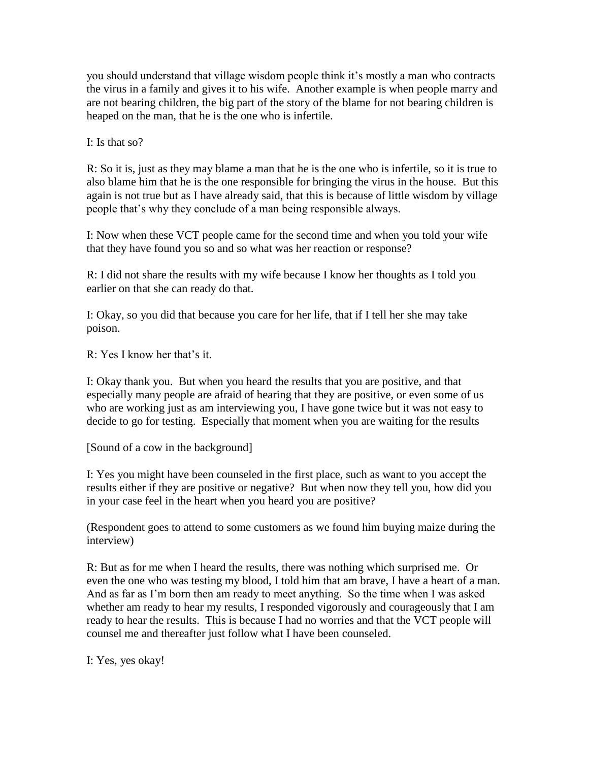you should understand that village wisdom people think it's mostly a man who contracts the virus in a family and gives it to his wife. Another example is when people marry and are not bearing children, the big part of the story of the blame for not bearing children is heaped on the man, that he is the one who is infertile.

I: Is that so?

R: So it is, just as they may blame a man that he is the one who is infertile, so it is true to also blame him that he is the one responsible for bringing the virus in the house. But this again is not true but as I have already said, that this is because of little wisdom by village people that's why they conclude of a man being responsible always.

I: Now when these VCT people came for the second time and when you told your wife that they have found you so and so what was her reaction or response?

R: I did not share the results with my wife because I know her thoughts as I told you earlier on that she can ready do that.

I: Okay, so you did that because you care for her life, that if I tell her she may take poison.

R: Yes I know her that's it.

I: Okay thank you. But when you heard the results that you are positive, and that especially many people are afraid of hearing that they are positive, or even some of us who are working just as am interviewing you, I have gone twice but it was not easy to decide to go for testing. Especially that moment when you are waiting for the results

[Sound of a cow in the background]

I: Yes you might have been counseled in the first place, such as want to you accept the results either if they are positive or negative? But when now they tell you, how did you in your case feel in the heart when you heard you are positive?

(Respondent goes to attend to some customers as we found him buying maize during the interview)

R: But as for me when I heard the results, there was nothing which surprised me. Or even the one who was testing my blood, I told him that am brave, I have a heart of a man. And as far as I'm born then am ready to meet anything. So the time when I was asked whether am ready to hear my results, I responded vigorously and courageously that I am ready to hear the results. This is because I had no worries and that the VCT people will counsel me and thereafter just follow what I have been counseled.

I: Yes, yes okay!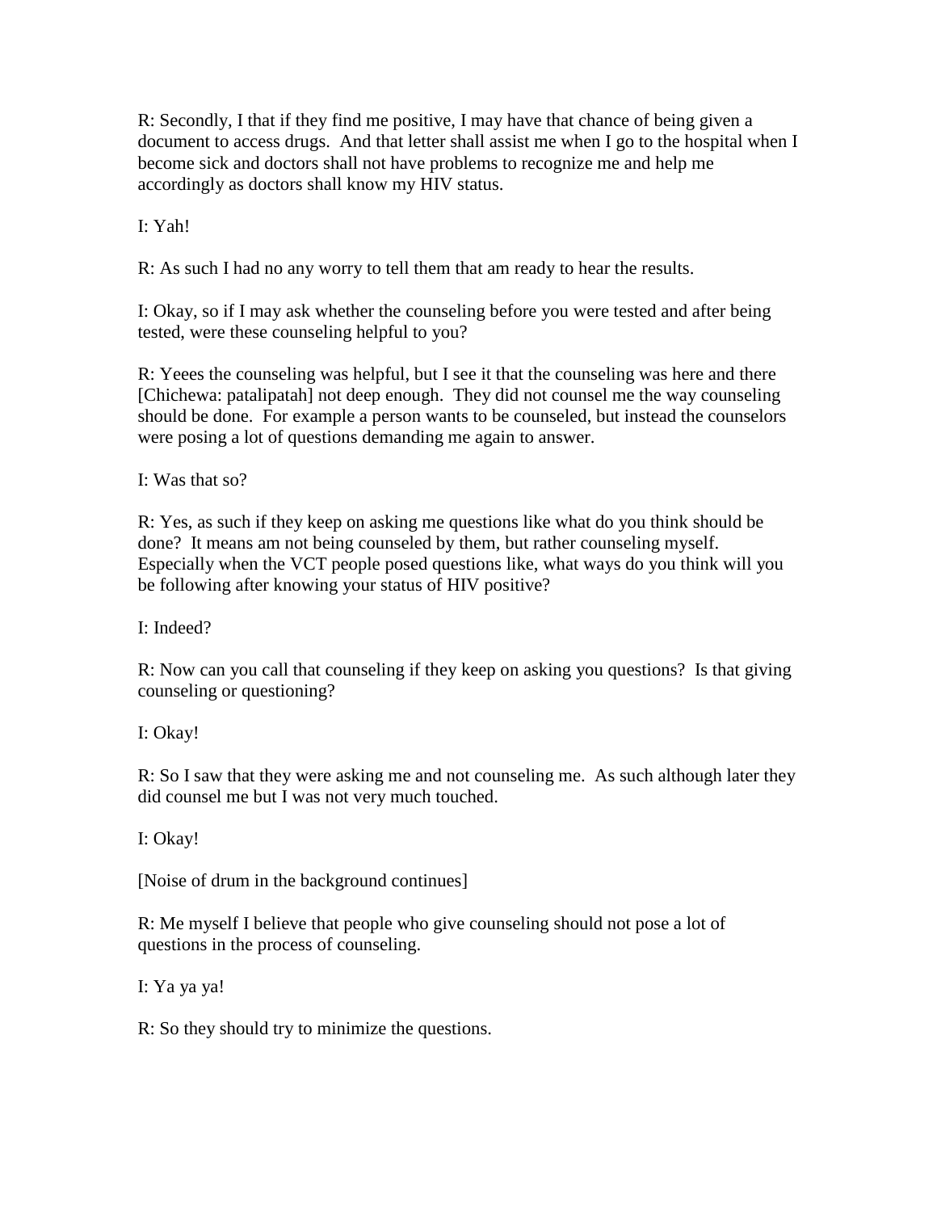R: Secondly, I that if they find me positive, I may have that chance of being given a document to access drugs. And that letter shall assist me when I go to the hospital when I become sick and doctors shall not have problems to recognize me and help me accordingly as doctors shall know my HIV status.

I: Yah!

R: As such I had no any worry to tell them that am ready to hear the results.

I: Okay, so if I may ask whether the counseling before you were tested and after being tested, were these counseling helpful to you?

R: Yeees the counseling was helpful, but I see it that the counseling was here and there [Chichewa: patalipatah] not deep enough. They did not counsel me the way counseling should be done. For example a person wants to be counseled, but instead the counselors were posing a lot of questions demanding me again to answer.

I: Was that so?

R: Yes, as such if they keep on asking me questions like what do you think should be done? It means am not being counseled by them, but rather counseling myself. Especially when the VCT people posed questions like, what ways do you think will you be following after knowing your status of HIV positive?

I: Indeed?

R: Now can you call that counseling if they keep on asking you questions? Is that giving counseling or questioning?

I: Okay!

R: So I saw that they were asking me and not counseling me. As such although later they did counsel me but I was not very much touched.

I: Okay!

[Noise of drum in the background continues]

R: Me myself I believe that people who give counseling should not pose a lot of questions in the process of counseling.

I: Ya ya ya!

R: So they should try to minimize the questions.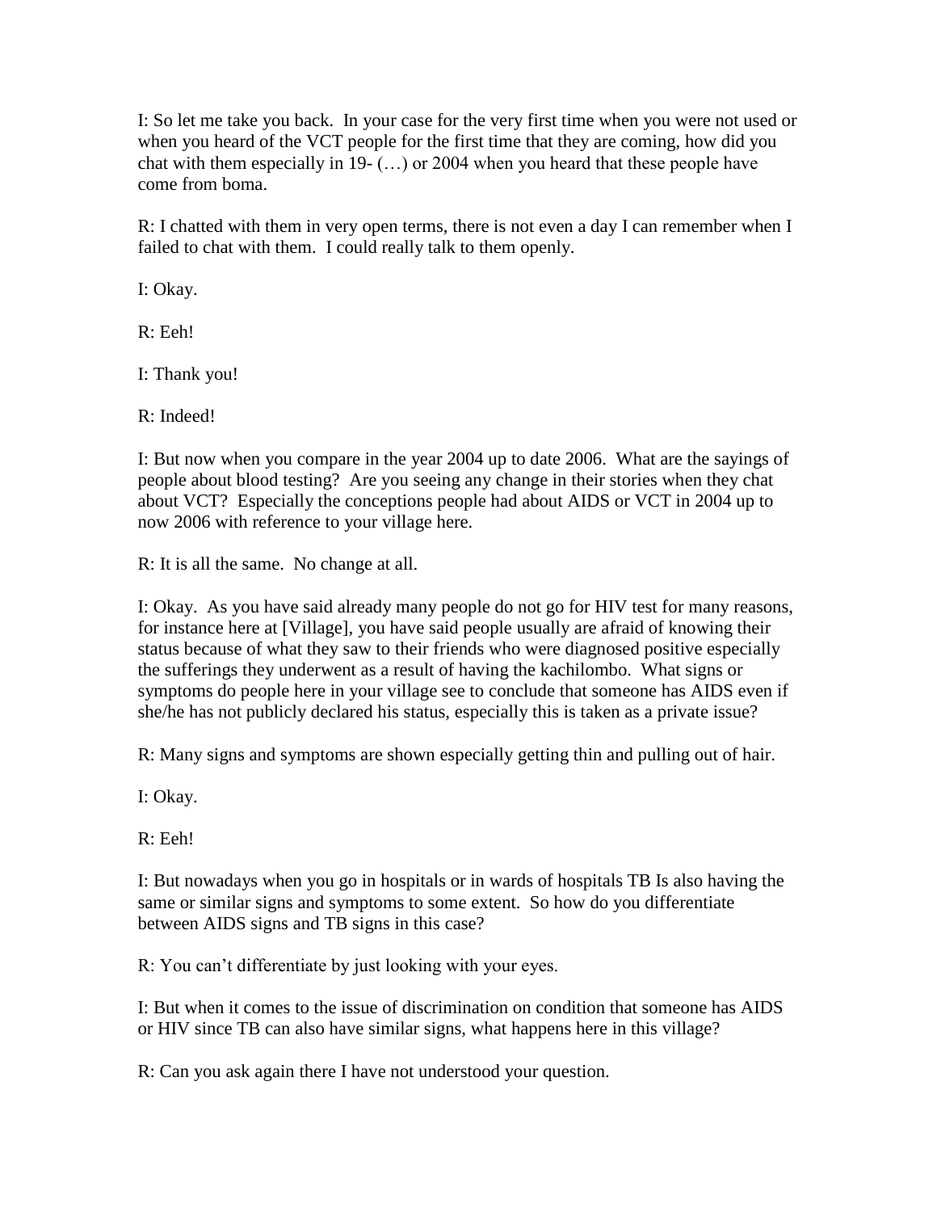I: So let me take you back. In your case for the very first time when you were not used or when you heard of the VCT people for the first time that they are coming, how did you chat with them especially in 19- (…) or 2004 when you heard that these people have come from boma.

R: I chatted with them in very open terms, there is not even a day I can remember when I failed to chat with them. I could really talk to them openly.

I: Okay.

R: Eeh!

I: Thank you!

R: Indeed!

I: But now when you compare in the year 2004 up to date 2006. What are the sayings of people about blood testing? Are you seeing any change in their stories when they chat about VCT? Especially the conceptions people had about AIDS or VCT in 2004 up to now 2006 with reference to your village here.

R: It is all the same. No change at all.

I: Okay. As you have said already many people do not go for HIV test for many reasons, for instance here at [Village], you have said people usually are afraid of knowing their status because of what they saw to their friends who were diagnosed positive especially the sufferings they underwent as a result of having the kachilombo. What signs or symptoms do people here in your village see to conclude that someone has AIDS even if she/he has not publicly declared his status, especially this is taken as a private issue?

R: Many signs and symptoms are shown especially getting thin and pulling out of hair.

I: Okay.

R: Eeh!

I: But nowadays when you go in hospitals or in wards of hospitals TB Is also having the same or similar signs and symptoms to some extent. So how do you differentiate between AIDS signs and TB signs in this case?

R: You can't differentiate by just looking with your eyes.

I: But when it comes to the issue of discrimination on condition that someone has AIDS or HIV since TB can also have similar signs, what happens here in this village?

R: Can you ask again there I have not understood your question.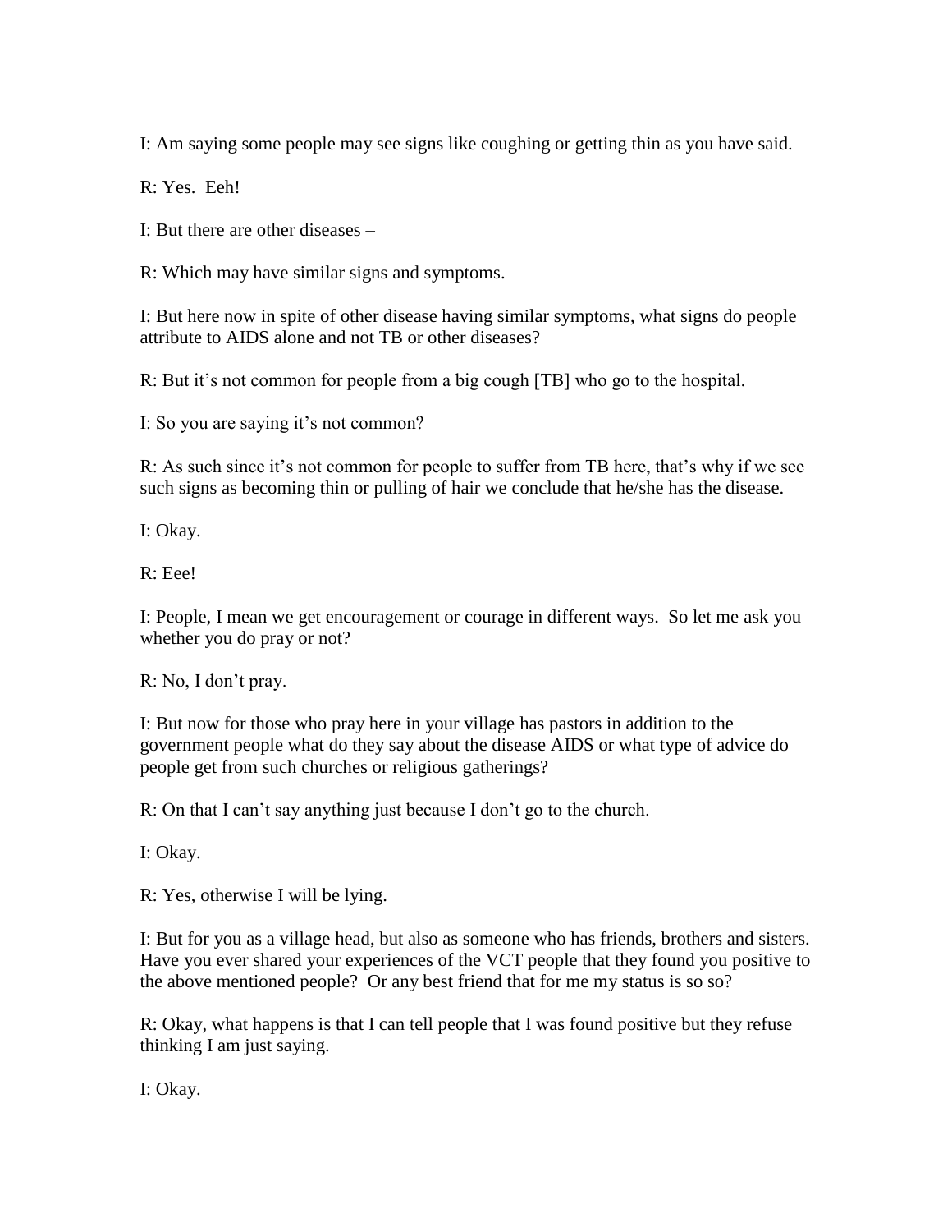I: Am saying some people may see signs like coughing or getting thin as you have said.

R: Yes. Eeh!

I: But there are other diseases –

R: Which may have similar signs and symptoms.

I: But here now in spite of other disease having similar symptoms, what signs do people attribute to AIDS alone and not TB or other diseases?

R: But it's not common for people from a big cough [TB] who go to the hospital.

I: So you are saying it's not common?

R: As such since it's not common for people to suffer from TB here, that's why if we see such signs as becoming thin or pulling of hair we conclude that he/she has the disease.

I: Okay.

R: Eee!

I: People, I mean we get encouragement or courage in different ways. So let me ask you whether you do pray or not?

R: No, I don't pray.

I: But now for those who pray here in your village has pastors in addition to the government people what do they say about the disease AIDS or what type of advice do people get from such churches or religious gatherings?

R: On that I can't say anything just because I don't go to the church.

I: Okay.

R: Yes, otherwise I will be lying.

I: But for you as a village head, but also as someone who has friends, brothers and sisters. Have you ever shared your experiences of the VCT people that they found you positive to the above mentioned people? Or any best friend that for me my status is so so?

R: Okay, what happens is that I can tell people that I was found positive but they refuse thinking I am just saying.

I: Okay.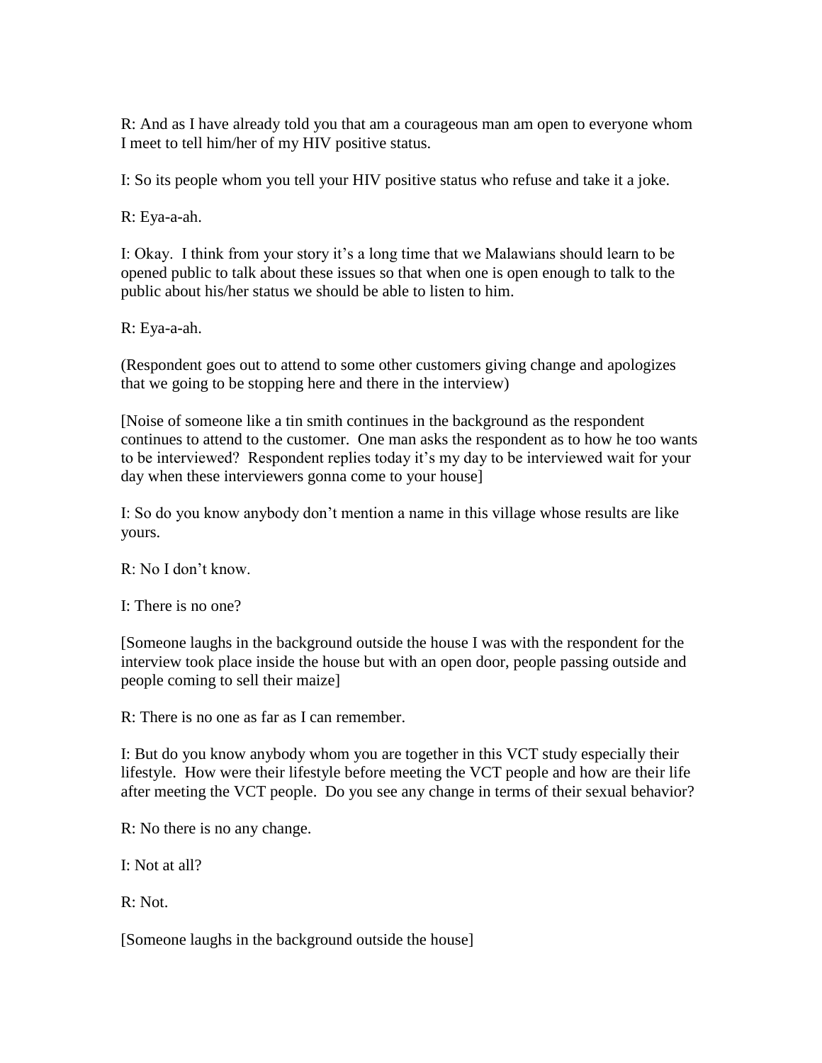R: And as I have already told you that am a courageous man am open to everyone whom I meet to tell him/her of my HIV positive status.

I: So its people whom you tell your HIV positive status who refuse and take it a joke.

R: Eya-a-ah.

I: Okay. I think from your story it's a long time that we Malawians should learn to be opened public to talk about these issues so that when one is open enough to talk to the public about his/her status we should be able to listen to him.

R: Eya-a-ah.

(Respondent goes out to attend to some other customers giving change and apologizes that we going to be stopping here and there in the interview)

[Noise of someone like a tin smith continues in the background as the respondent continues to attend to the customer. One man asks the respondent as to how he too wants to be interviewed? Respondent replies today it's my day to be interviewed wait for your day when these interviewers gonna come to your house]

I: So do you know anybody don't mention a name in this village whose results are like yours.

R: No I don't know.

I: There is no one?

[Someone laughs in the background outside the house I was with the respondent for the interview took place inside the house but with an open door, people passing outside and people coming to sell their maize]

R: There is no one as far as I can remember.

I: But do you know anybody whom you are together in this VCT study especially their lifestyle. How were their lifestyle before meeting the VCT people and how are their life after meeting the VCT people. Do you see any change in terms of their sexual behavior?

R: No there is no any change.

I: Not at all?

R: Not.

[Someone laughs in the background outside the house]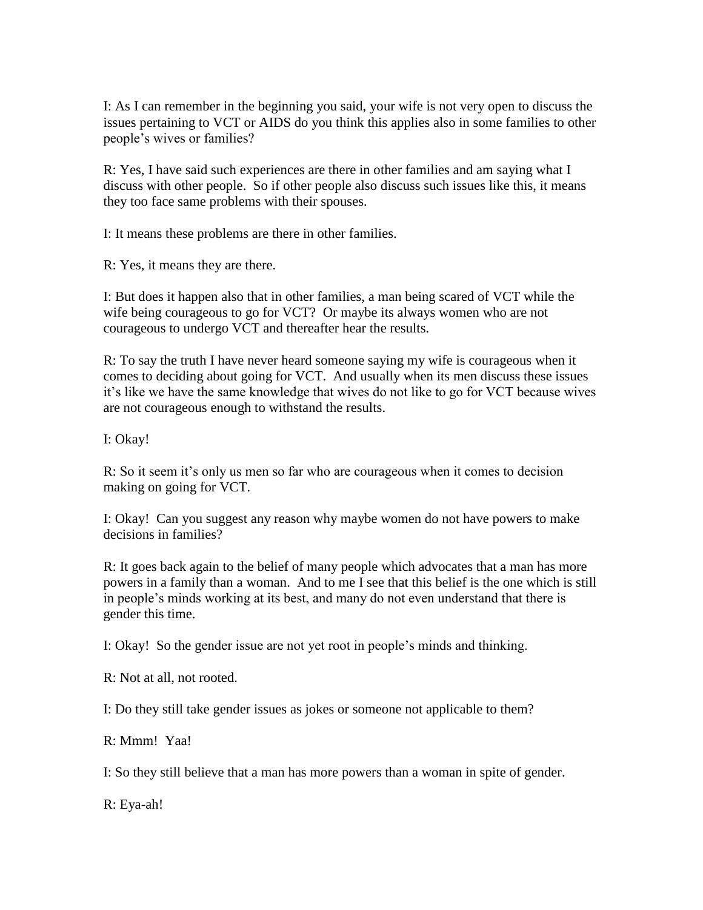I: As I can remember in the beginning you said, your wife is not very open to discuss the issues pertaining to VCT or AIDS do you think this applies also in some families to other people's wives or families?

R: Yes, I have said such experiences are there in other families and am saying what I discuss with other people. So if other people also discuss such issues like this, it means they too face same problems with their spouses.

I: It means these problems are there in other families.

R: Yes, it means they are there.

I: But does it happen also that in other families, a man being scared of VCT while the wife being courageous to go for VCT? Or maybe its always women who are not courageous to undergo VCT and thereafter hear the results.

R: To say the truth I have never heard someone saying my wife is courageous when it comes to deciding about going for VCT. And usually when its men discuss these issues it's like we have the same knowledge that wives do not like to go for VCT because wives are not courageous enough to withstand the results.

I: Okay!

R: So it seem it's only us men so far who are courageous when it comes to decision making on going for VCT.

I: Okay! Can you suggest any reason why maybe women do not have powers to make decisions in families?

R: It goes back again to the belief of many people which advocates that a man has more powers in a family than a woman. And to me I see that this belief is the one which is still in people's minds working at its best, and many do not even understand that there is gender this time.

I: Okay! So the gender issue are not yet root in people's minds and thinking.

R: Not at all, not rooted.

I: Do they still take gender issues as jokes or someone not applicable to them?

R: Mmm! Yaa!

I: So they still believe that a man has more powers than a woman in spite of gender.

R: Eya-ah!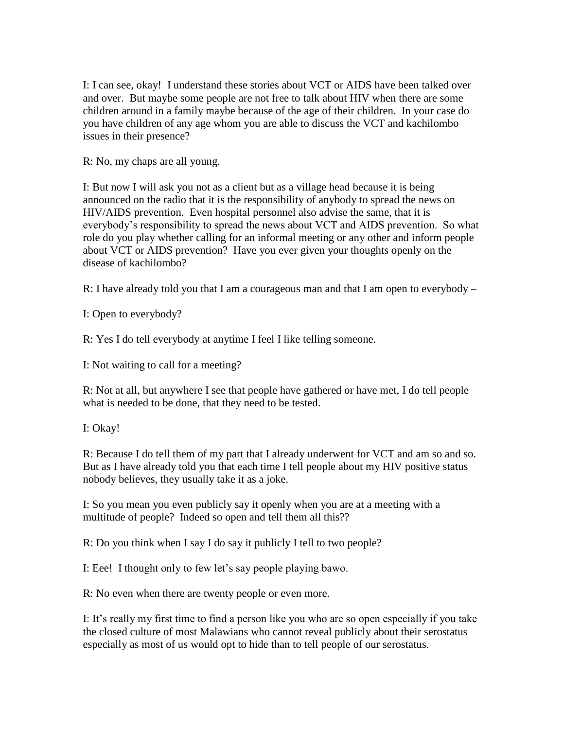I: I can see, okay! I understand these stories about VCT or AIDS have been talked over and over. But maybe some people are not free to talk about HIV when there are some children around in a family maybe because of the age of their children. In your case do you have children of any age whom you are able to discuss the VCT and kachilombo issues in their presence?

R: No, my chaps are all young.

I: But now I will ask you not as a client but as a village head because it is being announced on the radio that it is the responsibility of anybody to spread the news on HIV/AIDS prevention. Even hospital personnel also advise the same, that it is everybody's responsibility to spread the news about VCT and AIDS prevention. So what role do you play whether calling for an informal meeting or any other and inform people about VCT or AIDS prevention? Have you ever given your thoughts openly on the disease of kachilombo?

R: I have already told you that I am a courageous man and that I am open to everybody –

I: Open to everybody?

R: Yes I do tell everybody at anytime I feel I like telling someone.

I: Not waiting to call for a meeting?

R: Not at all, but anywhere I see that people have gathered or have met, I do tell people what is needed to be done, that they need to be tested.

I: Okay!

R: Because I do tell them of my part that I already underwent for VCT and am so and so. But as I have already told you that each time I tell people about my HIV positive status nobody believes, they usually take it as a joke.

I: So you mean you even publicly say it openly when you are at a meeting with a multitude of people? Indeed so open and tell them all this??

R: Do you think when I say I do say it publicly I tell to two people?

I: Eee! I thought only to few let's say people playing bawo.

R: No even when there are twenty people or even more.

I: It's really my first time to find a person like you who are so open especially if you take the closed culture of most Malawians who cannot reveal publicly about their serostatus especially as most of us would opt to hide than to tell people of our serostatus.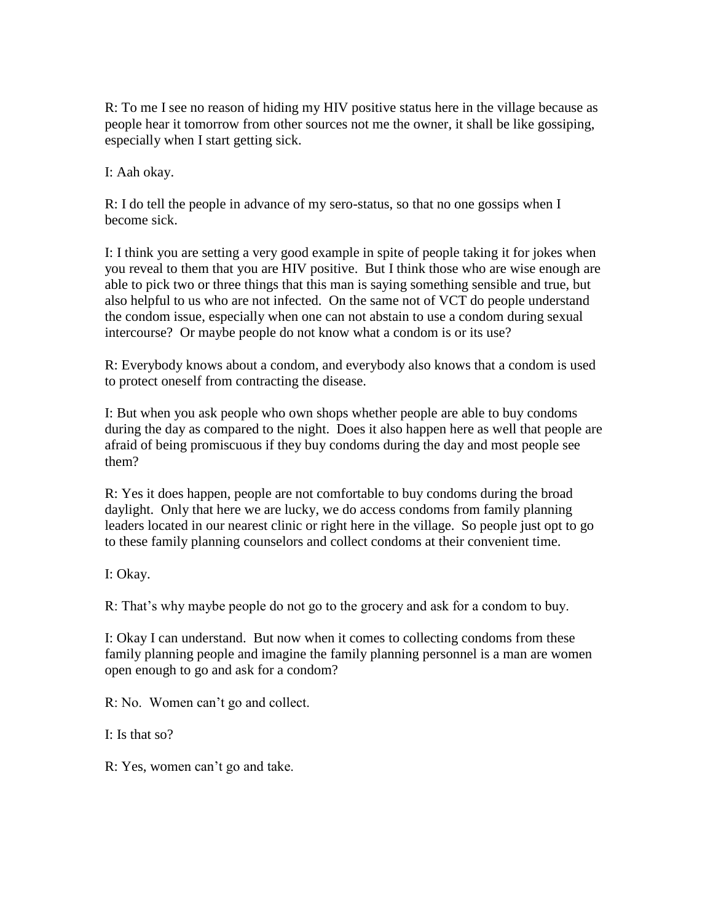R: To me I see no reason of hiding my HIV positive status here in the village because as people hear it tomorrow from other sources not me the owner, it shall be like gossiping, especially when I start getting sick.

I: Aah okay.

R: I do tell the people in advance of my sero-status, so that no one gossips when I become sick.

I: I think you are setting a very good example in spite of people taking it for jokes when you reveal to them that you are HIV positive. But I think those who are wise enough are able to pick two or three things that this man is saying something sensible and true, but also helpful to us who are not infected. On the same not of VCT do people understand the condom issue, especially when one can not abstain to use a condom during sexual intercourse? Or maybe people do not know what a condom is or its use?

R: Everybody knows about a condom, and everybody also knows that a condom is used to protect oneself from contracting the disease.

I: But when you ask people who own shops whether people are able to buy condoms during the day as compared to the night. Does it also happen here as well that people are afraid of being promiscuous if they buy condoms during the day and most people see them?

R: Yes it does happen, people are not comfortable to buy condoms during the broad daylight. Only that here we are lucky, we do access condoms from family planning leaders located in our nearest clinic or right here in the village. So people just opt to go to these family planning counselors and collect condoms at their convenient time.

I: Okay.

R: That's why maybe people do not go to the grocery and ask for a condom to buy.

I: Okay I can understand. But now when it comes to collecting condoms from these family planning people and imagine the family planning personnel is a man are women open enough to go and ask for a condom?

R: No. Women can't go and collect.

I: Is that so?

R: Yes, women can't go and take.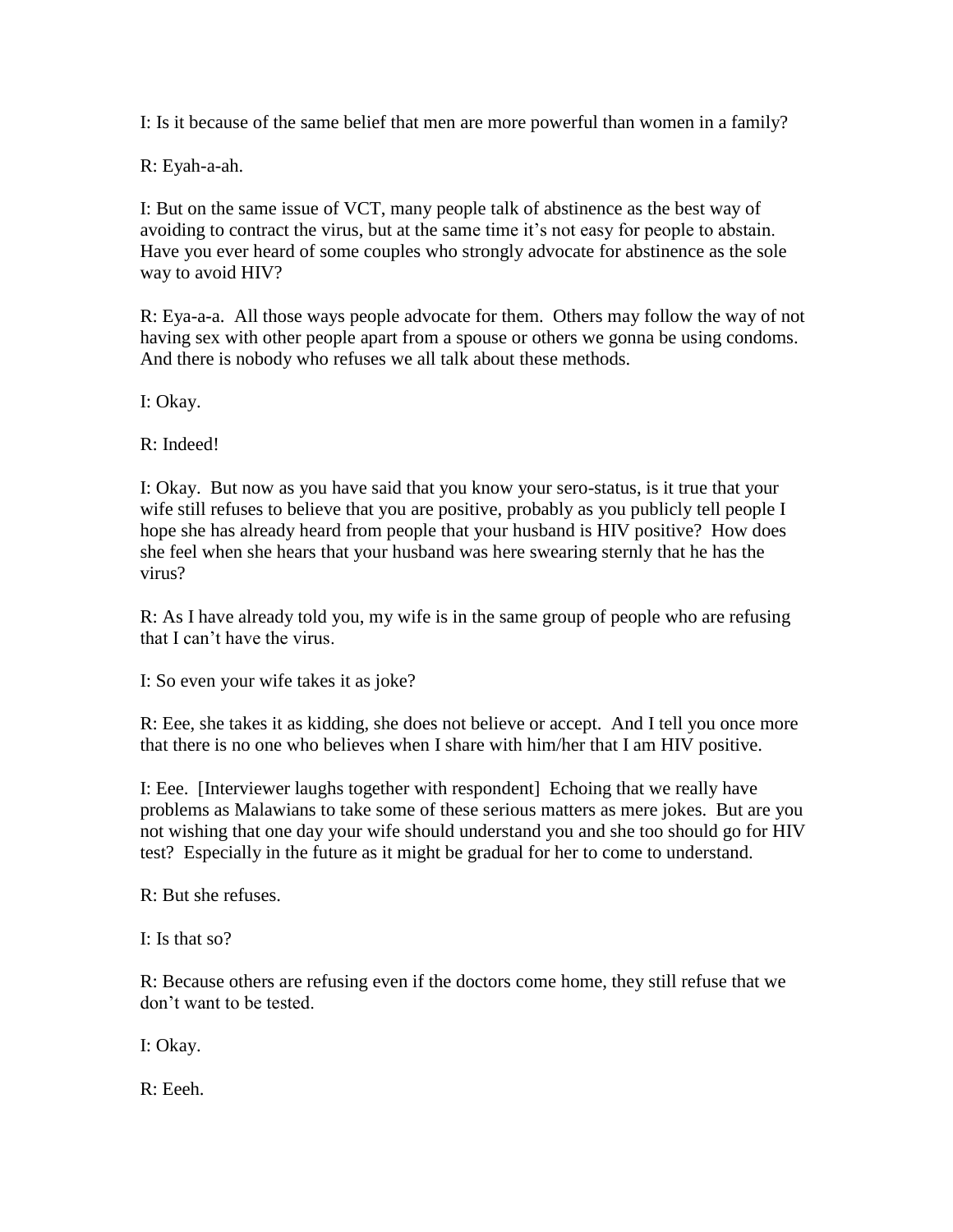I: Is it because of the same belief that men are more powerful than women in a family?

R: Eyah-a-ah.

I: But on the same issue of VCT, many people talk of abstinence as the best way of avoiding to contract the virus, but at the same time it's not easy for people to abstain. Have you ever heard of some couples who strongly advocate for abstinence as the sole way to avoid HIV?

R: Eya-a-a. All those ways people advocate for them. Others may follow the way of not having sex with other people apart from a spouse or others we gonna be using condoms. And there is nobody who refuses we all talk about these methods.

I: Okay.

R: Indeed!

I: Okay. But now as you have said that you know your sero-status, is it true that your wife still refuses to believe that you are positive, probably as you publicly tell people I hope she has already heard from people that your husband is HIV positive? How does she feel when she hears that your husband was here swearing sternly that he has the virus?

R: As I have already told you, my wife is in the same group of people who are refusing that I can't have the virus.

I: So even your wife takes it as joke?

R: Eee, she takes it as kidding, she does not believe or accept. And I tell you once more that there is no one who believes when I share with him/her that I am HIV positive.

I: Eee. [Interviewer laughs together with respondent] Echoing that we really have problems as Malawians to take some of these serious matters as mere jokes. But are you not wishing that one day your wife should understand you and she too should go for HIV test? Especially in the future as it might be gradual for her to come to understand.

R: But she refuses.

I: Is that so?

R: Because others are refusing even if the doctors come home, they still refuse that we don't want to be tested.

I: Okay.

R: Eeeh.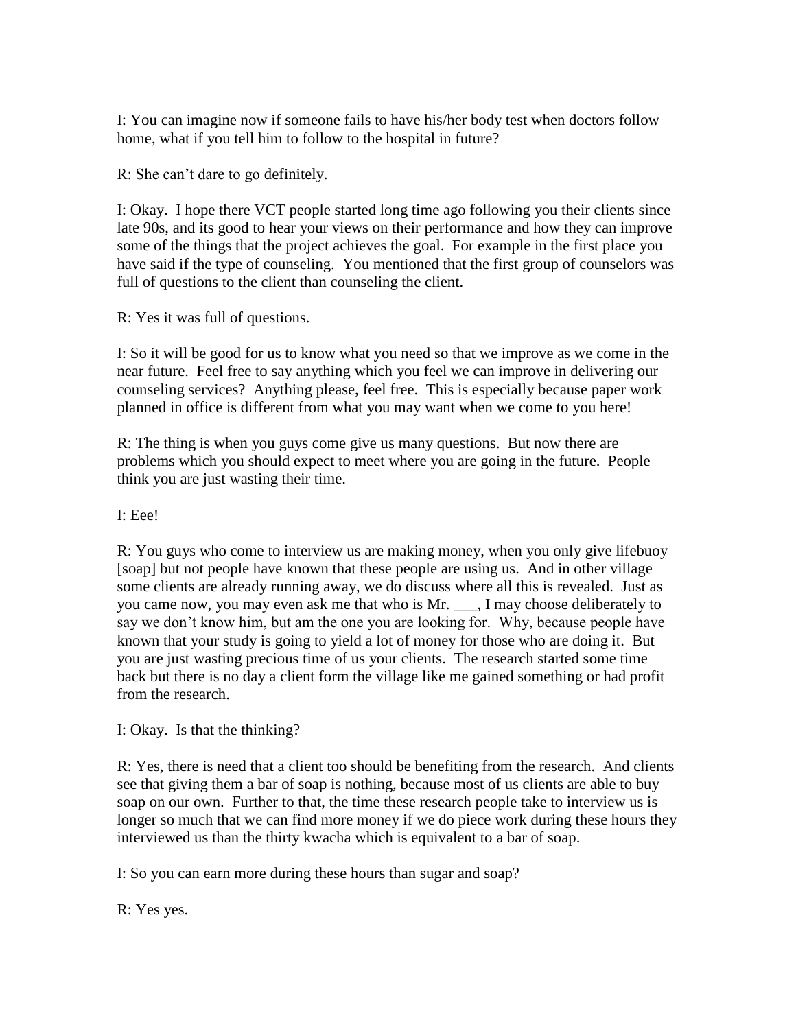I: You can imagine now if someone fails to have his/her body test when doctors follow home, what if you tell him to follow to the hospital in future?

R: She can't dare to go definitely.

I: Okay. I hope there VCT people started long time ago following you their clients since late 90s, and its good to hear your views on their performance and how they can improve some of the things that the project achieves the goal. For example in the first place you have said if the type of counseling. You mentioned that the first group of counselors was full of questions to the client than counseling the client.

R: Yes it was full of questions.

I: So it will be good for us to know what you need so that we improve as we come in the near future. Feel free to say anything which you feel we can improve in delivering our counseling services? Anything please, feel free. This is especially because paper work planned in office is different from what you may want when we come to you here!

R: The thing is when you guys come give us many questions. But now there are problems which you should expect to meet where you are going in the future. People think you are just wasting their time.

I: Eee!

R: You guys who come to interview us are making money, when you only give lifebuoy [soap] but not people have known that these people are using us. And in other village some clients are already running away, we do discuss where all this is revealed. Just as you came now, you may even ask me that who is Mr. ___, I may choose deliberately to say we don't know him, but am the one you are looking for. Why, because people have known that your study is going to yield a lot of money for those who are doing it. But you are just wasting precious time of us your clients. The research started some time back but there is no day a client form the village like me gained something or had profit from the research.

I: Okay. Is that the thinking?

R: Yes, there is need that a client too should be benefiting from the research. And clients see that giving them a bar of soap is nothing, because most of us clients are able to buy soap on our own. Further to that, the time these research people take to interview us is longer so much that we can find more money if we do piece work during these hours they interviewed us than the thirty kwacha which is equivalent to a bar of soap.

I: So you can earn more during these hours than sugar and soap?

R: Yes yes.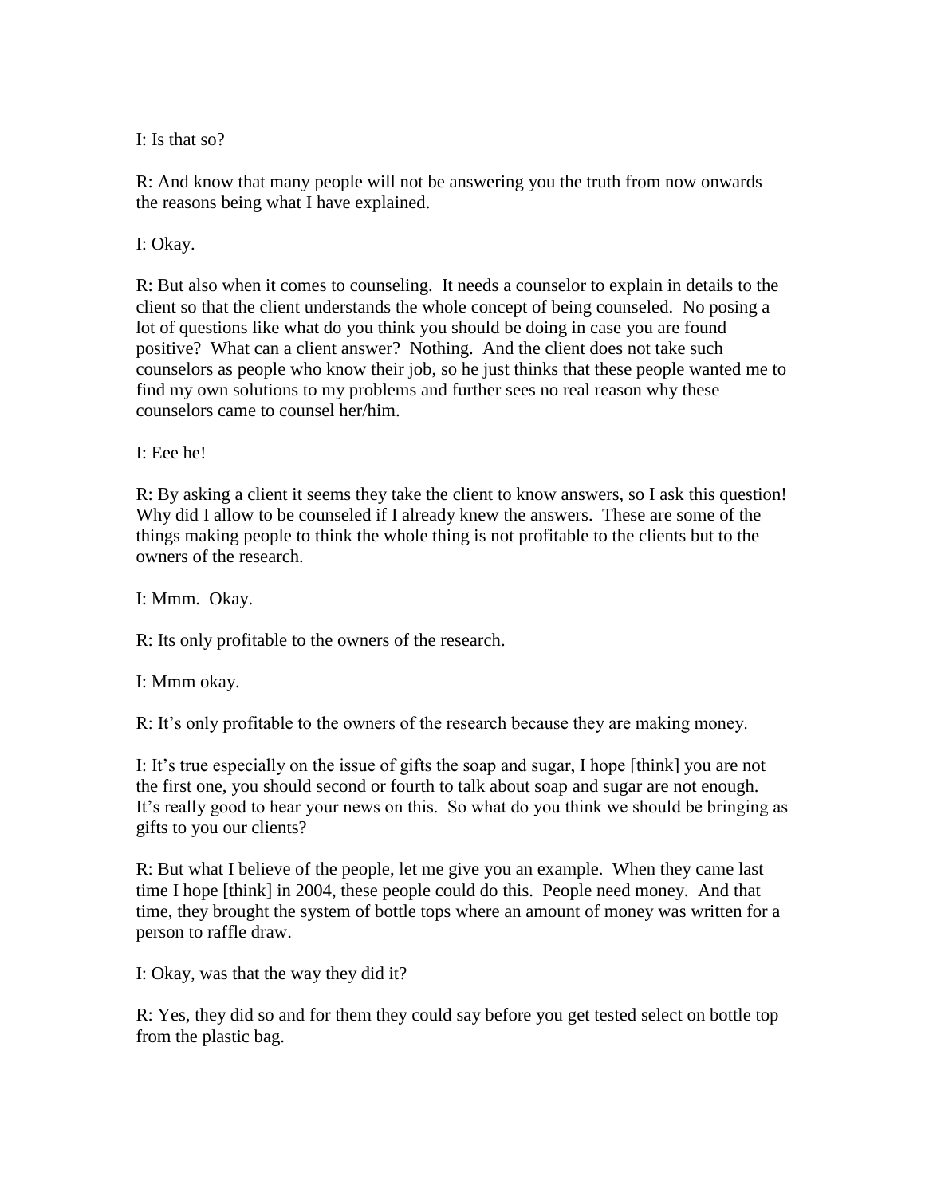I: Is that so?

R: And know that many people will not be answering you the truth from now onwards the reasons being what I have explained.

I: Okay.

R: But also when it comes to counseling. It needs a counselor to explain in details to the client so that the client understands the whole concept of being counseled. No posing a lot of questions like what do you think you should be doing in case you are found positive? What can a client answer? Nothing. And the client does not take such counselors as people who know their job, so he just thinks that these people wanted me to find my own solutions to my problems and further sees no real reason why these counselors came to counsel her/him.

I: Eee he!

R: By asking a client it seems they take the client to know answers, so I ask this question! Why did I allow to be counseled if I already knew the answers. These are some of the things making people to think the whole thing is not profitable to the clients but to the owners of the research.

I: Mmm. Okay.

R: Its only profitable to the owners of the research.

I: Mmm okay.

R: It's only profitable to the owners of the research because they are making money.

I: It's true especially on the issue of gifts the soap and sugar, I hope [think] you are not the first one, you should second or fourth to talk about soap and sugar are not enough. It's really good to hear your news on this. So what do you think we should be bringing as gifts to you our clients?

R: But what I believe of the people, let me give you an example. When they came last time I hope [think] in 2004, these people could do this. People need money. And that time, they brought the system of bottle tops where an amount of money was written for a person to raffle draw.

I: Okay, was that the way they did it?

R: Yes, they did so and for them they could say before you get tested select on bottle top from the plastic bag.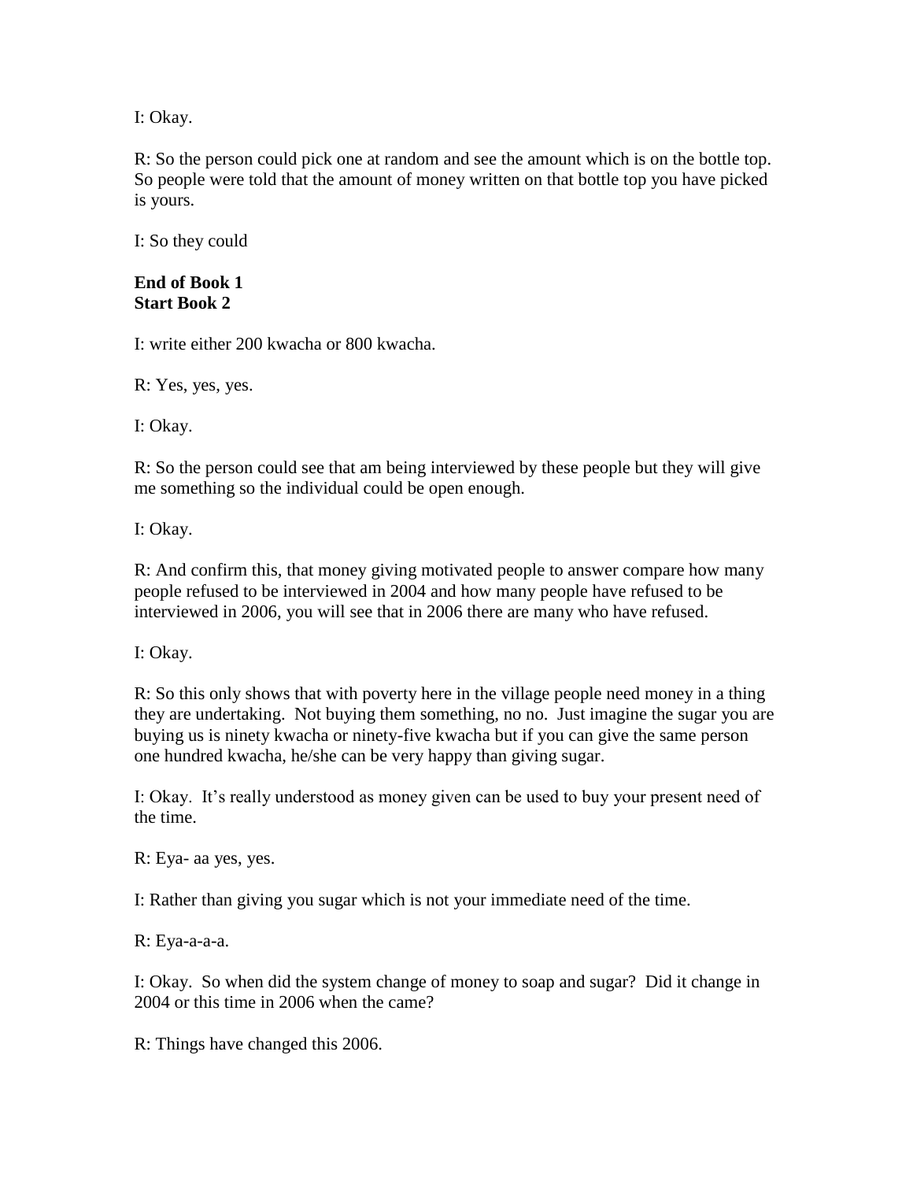I: Okay.

R: So the person could pick one at random and see the amount which is on the bottle top. So people were told that the amount of money written on that bottle top you have picked is yours.

I: So they could

**End of Book 1**
**Start Book 2**

I: write either 200 kwacha or 800 kwacha.

R: Yes, yes, yes.

I: Okay.

R: So the person could see that am being interviewed by these people but they will give me something so the individual could be open enough.

I: Okay.

R: And confirm this, that money giving motivated people to answer compare how many people refused to be interviewed in 2004 and how many people have refused to be interviewed in 2006, you will see that in 2006 there are many who have refused.

I: Okay.

R: So this only shows that with poverty here in the village people need money in a thing they are undertaking. Not buying them something, no no. Just imagine the sugar you are buying us is ninety kwacha or ninety-five kwacha but if you can give the same person one hundred kwacha, he/she can be very happy than giving sugar.

I: Okay. It's really understood as money given can be used to buy your present need of the time.

R: Eya- aa yes, yes.

I: Rather than giving you sugar which is not your immediate need of the time.

R: Eya-a-a-a.

I: Okay. So when did the system change of money to soap and sugar? Did it change in 2004 or this time in 2006 when the came?

R: Things have changed this 2006.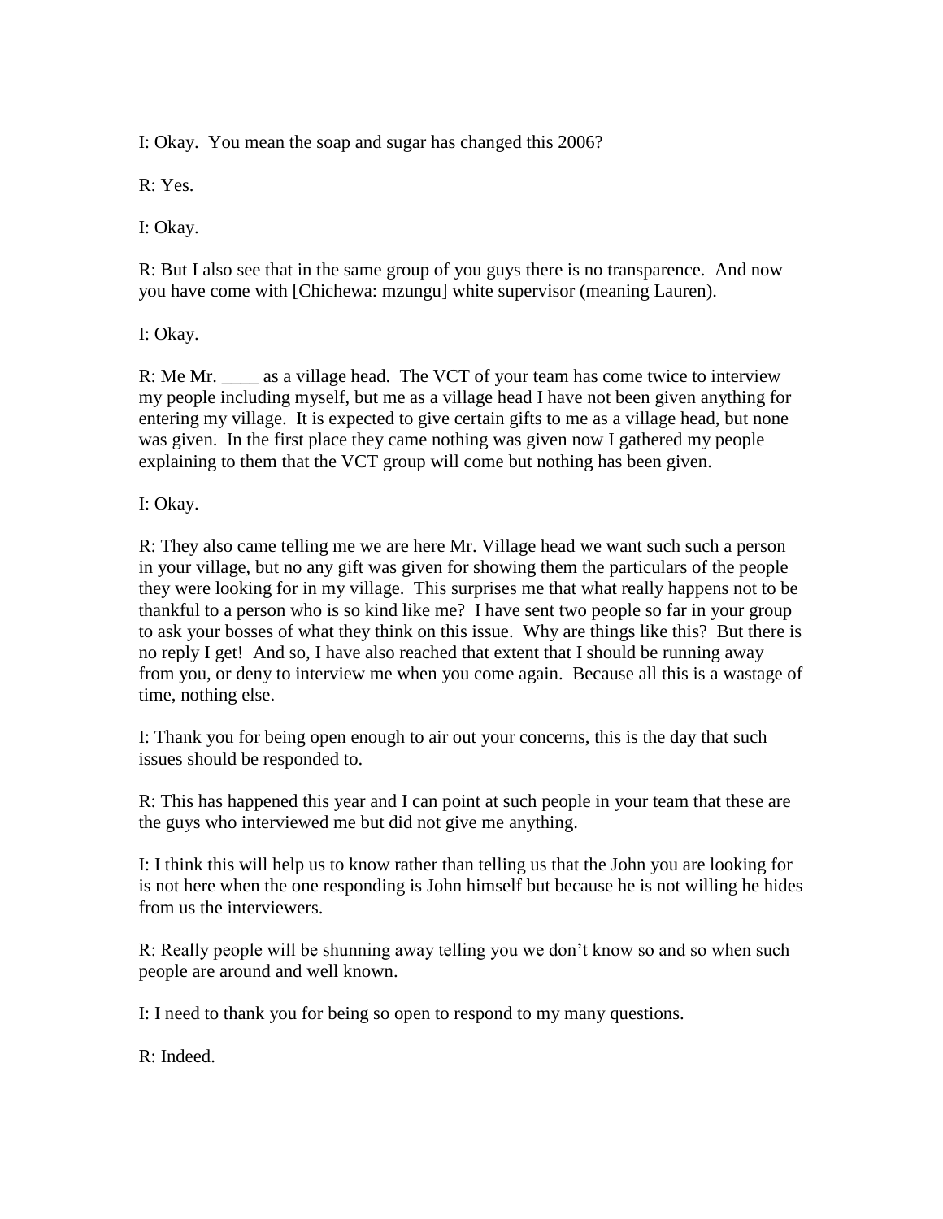I: Okay. You mean the soap and sugar has changed this 2006?

R: Yes.

I: Okay.

R: But I also see that in the same group of you guys there is no transparence. And now you have come with [Chichewa: mzungu] white supervisor (meaning Lauren).

I: Okay.

R: Me Mr. ____ as a village head. The VCT of your team has come twice to interview my people including myself, but me as a village head I have not been given anything for entering my village. It is expected to give certain gifts to me as a village head, but none was given. In the first place they came nothing was given now I gathered my people explaining to them that the VCT group will come but nothing has been given.

I: Okay.

R: They also came telling me we are here Mr. Village head we want such such a person in your village, but no any gift was given for showing them the particulars of the people they were looking for in my village. This surprises me that what really happens not to be thankful to a person who is so kind like me? I have sent two people so far in your group to ask your bosses of what they think on this issue. Why are things like this? But there is no reply I get! And so, I have also reached that extent that I should be running away from you, or deny to interview me when you come again. Because all this is a wastage of time, nothing else.

I: Thank you for being open enough to air out your concerns, this is the day that such issues should be responded to.

R: This has happened this year and I can point at such people in your team that these are the guys who interviewed me but did not give me anything.

I: I think this will help us to know rather than telling us that the John you are looking for is not here when the one responding is John himself but because he is not willing he hides from us the interviewers.

R: Really people will be shunning away telling you we don't know so and so when such people are around and well known.

I: I need to thank you for being so open to respond to my many questions.

R: Indeed.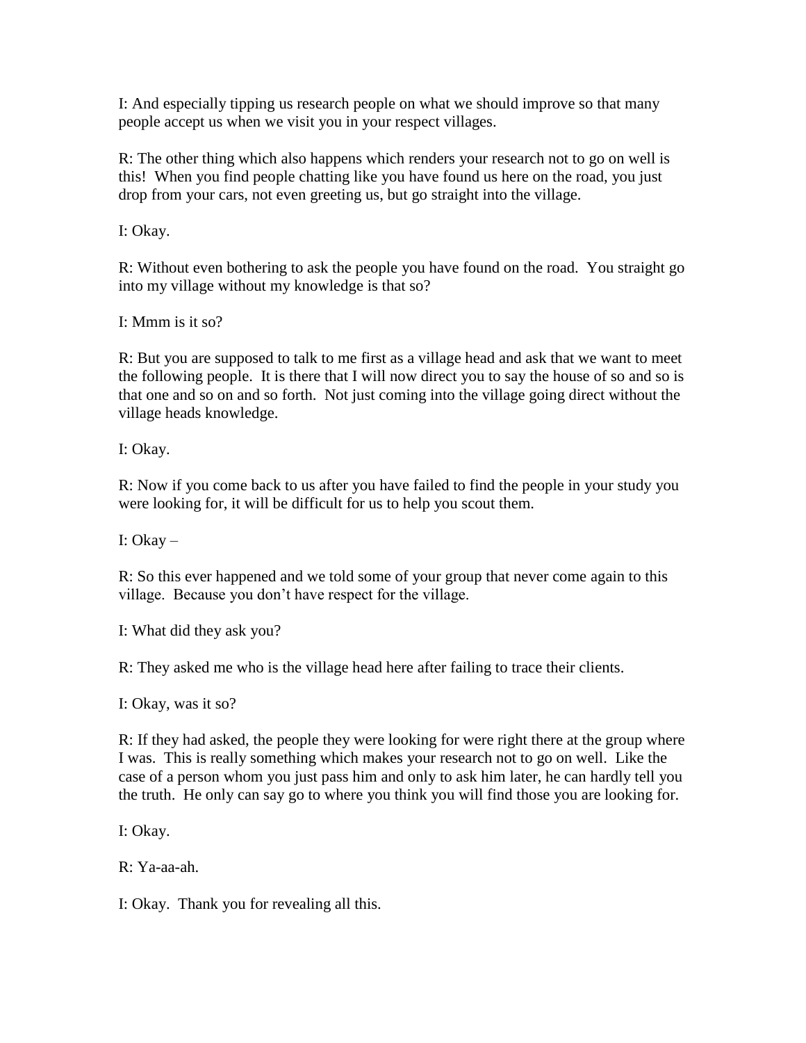I: And especially tipping us research people on what we should improve so that many people accept us when we visit you in your respect villages.

R: The other thing which also happens which renders your research not to go on well is this! When you find people chatting like you have found us here on the road, you just drop from your cars, not even greeting us, but go straight into the village.

I: Okay.

R: Without even bothering to ask the people you have found on the road. You straight go into my village without my knowledge is that so?

I: Mmm is it so?

R: But you are supposed to talk to me first as a village head and ask that we want to meet the following people. It is there that I will now direct you to say the house of so and so is that one and so on and so forth. Not just coming into the village going direct without the village heads knowledge.

I: Okay.

R: Now if you come back to us after you have failed to find the people in your study you were looking for, it will be difficult for us to help you scout them.

I: Okay –

R: So this ever happened and we told some of your group that never come again to this village. Because you don't have respect for the village.

I: What did they ask you?

R: They asked me who is the village head here after failing to trace their clients.

I: Okay, was it so?

R: If they had asked, the people they were looking for were right there at the group where I was. This is really something which makes your research not to go on well. Like the case of a person whom you just pass him and only to ask him later, he can hardly tell you the truth. He only can say go to where you think you will find those you are looking for.

I: Okay.

R: Ya-aa-ah.

I: Okay. Thank you for revealing all this.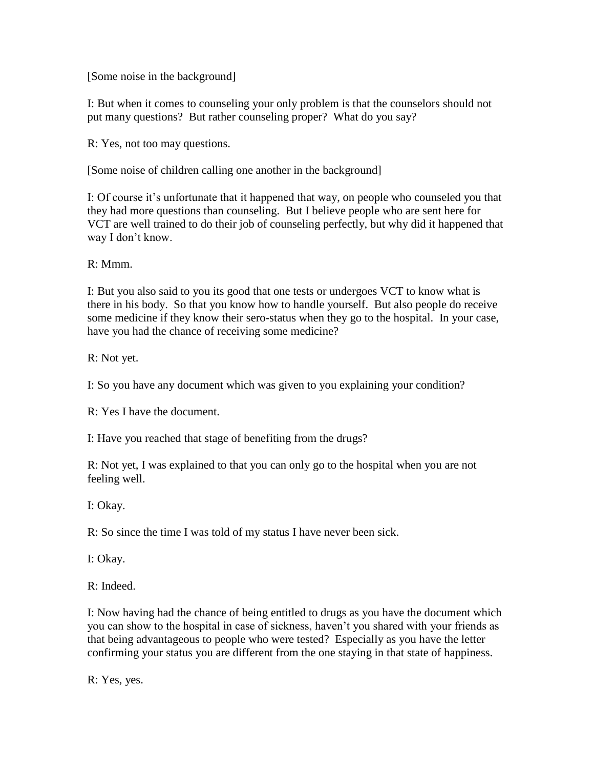[Some noise in the background]

I: But when it comes to counseling your only problem is that the counselors should not put many questions? But rather counseling proper? What do you say?

R: Yes, not too may questions.

[Some noise of children calling one another in the background]

I: Of course it's unfortunate that it happened that way, on people who counseled you that they had more questions than counseling. But I believe people who are sent here for VCT are well trained to do their job of counseling perfectly, but why did it happened that way I don't know.

R: Mmm.

I: But you also said to you its good that one tests or undergoes VCT to know what is there in his body. So that you know how to handle yourself. But also people do receive some medicine if they know their sero-status when they go to the hospital. In your case, have you had the chance of receiving some medicine?

R: Not yet.

I: So you have any document which was given to you explaining your condition?

R: Yes I have the document.

I: Have you reached that stage of benefiting from the drugs?

R: Not yet, I was explained to that you can only go to the hospital when you are not feeling well.

I: Okay.

R: So since the time I was told of my status I have never been sick.

I: Okay.

R: Indeed.

I: Now having had the chance of being entitled to drugs as you have the document which you can show to the hospital in case of sickness, haven't you shared with your friends as that being advantageous to people who were tested? Especially as you have the letter confirming your status you are different from the one staying in that state of happiness.

R: Yes, yes.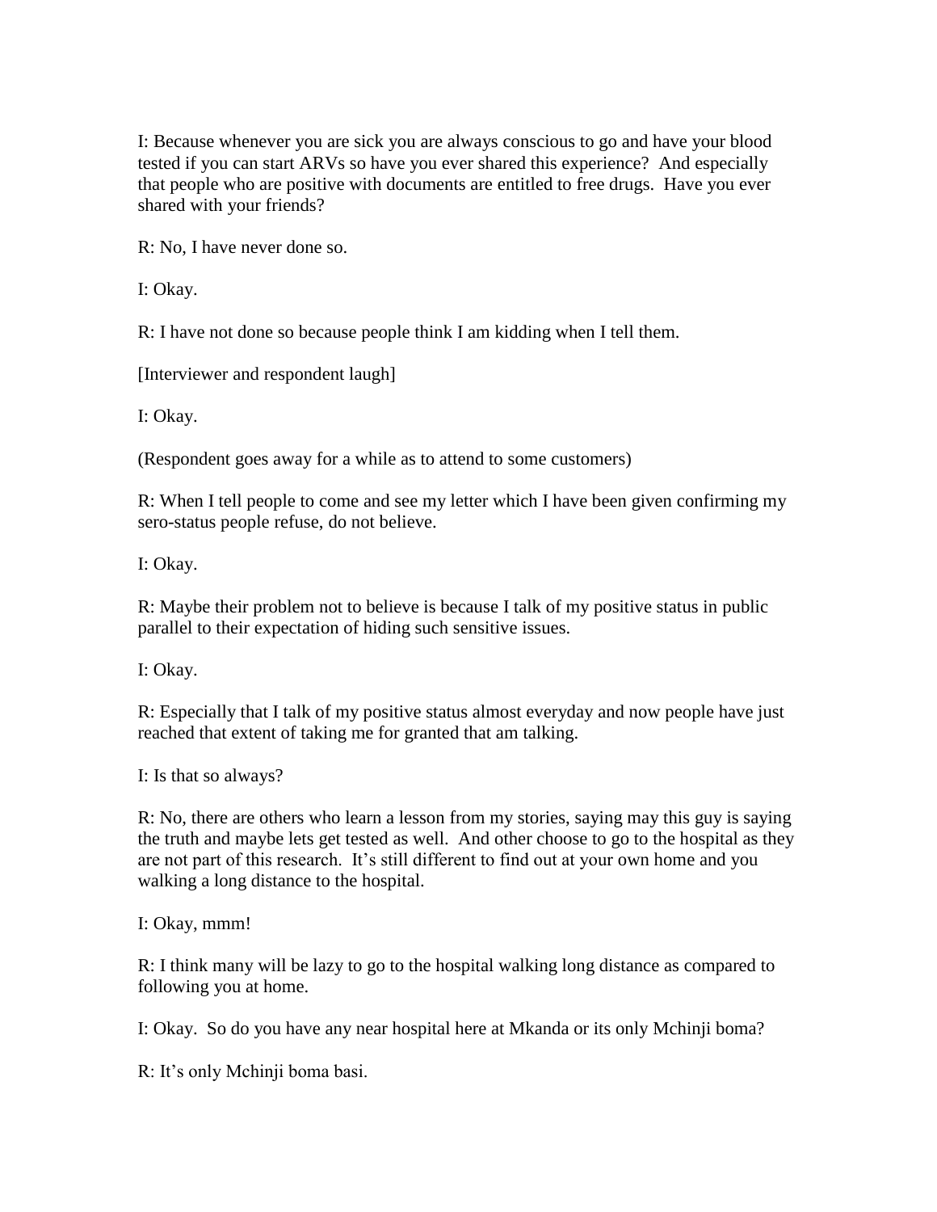I: Because whenever you are sick you are always conscious to go and have your blood tested if you can start ARVs so have you ever shared this experience? And especially that people who are positive with documents are entitled to free drugs. Have you ever shared with your friends?

R: No, I have never done so.

I: Okay.

R: I have not done so because people think I am kidding when I tell them.

[Interviewer and respondent laugh]

I: Okay.

(Respondent goes away for a while as to attend to some customers)

R: When I tell people to come and see my letter which I have been given confirming my sero-status people refuse, do not believe.

I: Okay.

R: Maybe their problem not to believe is because I talk of my positive status in public parallel to their expectation of hiding such sensitive issues.

I: Okay.

R: Especially that I talk of my positive status almost everyday and now people have just reached that extent of taking me for granted that am talking.

I: Is that so always?

R: No, there are others who learn a lesson from my stories, saying may this guy is saying the truth and maybe lets get tested as well. And other choose to go to the hospital as they are not part of this research. It's still different to find out at your own home and you walking a long distance to the hospital.

I: Okay, mmm!

R: I think many will be lazy to go to the hospital walking long distance as compared to following you at home.

I: Okay. So do you have any near hospital here at Mkanda or its only Mchinji boma?

R: It's only Mchinji boma basi.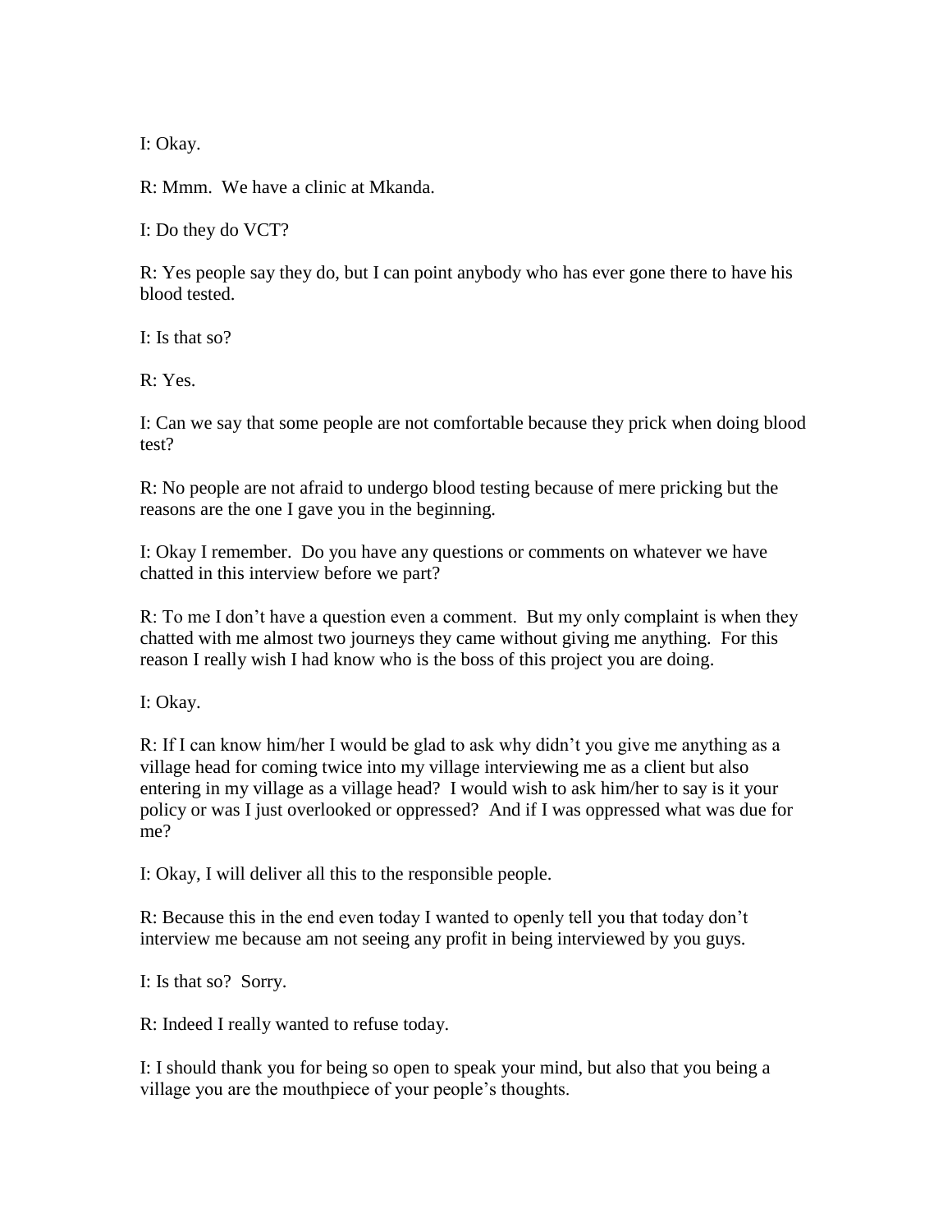I: Okay.

R: Mmm. We have a clinic at Mkanda.

I: Do they do VCT?

R: Yes people say they do, but I can point anybody who has ever gone there to have his blood tested.

I: Is that so?

R: Yes.

I: Can we say that some people are not comfortable because they prick when doing blood test?

R: No people are not afraid to undergo blood testing because of mere pricking but the reasons are the one I gave you in the beginning.

I: Okay I remember. Do you have any questions or comments on whatever we have chatted in this interview before we part?

R: To me I don't have a question even a comment. But my only complaint is when they chatted with me almost two journeys they came without giving me anything. For this reason I really wish I had know who is the boss of this project you are doing.

I: Okay.

R: If I can know him/her I would be glad to ask why didn't you give me anything as a village head for coming twice into my village interviewing me as a client but also entering in my village as a village head? I would wish to ask him/her to say is it your policy or was I just overlooked or oppressed? And if I was oppressed what was due for me?

I: Okay, I will deliver all this to the responsible people.

R: Because this in the end even today I wanted to openly tell you that today don't interview me because am not seeing any profit in being interviewed by you guys.

I: Is that so? Sorry.

R: Indeed I really wanted to refuse today.

I: I should thank you for being so open to speak your mind, but also that you being a village you are the mouthpiece of your people's thoughts.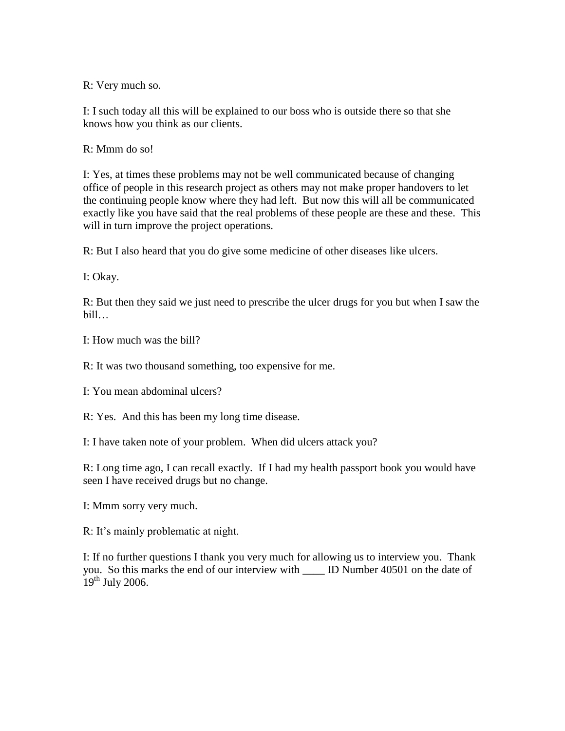R: Very much so.

I: I such today all this will be explained to our boss who is outside there so that she knows how you think as our clients.

R: Mmm do so!

I: Yes, at times these problems may not be well communicated because of changing office of people in this research project as others may not make proper handovers to let the continuing people know where they had left. But now this will all be communicated exactly like you have said that the real problems of these people are these and these. This will in turn improve the project operations.

R: But I also heard that you do give some medicine of other diseases like ulcers.

I: Okay.

R: But then they said we just need to prescribe the ulcer drugs for you but when I saw the bill…

I: How much was the bill?

R: It was two thousand something, too expensive for me.

I: You mean abdominal ulcers?

R: Yes. And this has been my long time disease.

I: I have taken note of your problem. When did ulcers attack you?

R: Long time ago, I can recall exactly. If I had my health passport book you would have seen I have received drugs but no change.

I: Mmm sorry very much.

R: It's mainly problematic at night.

I: If no further questions I thank you very much for allowing us to interview you. Thank you. So this marks the end of our interview with ____ ID Number 40501 on the date of 19th July 2006.